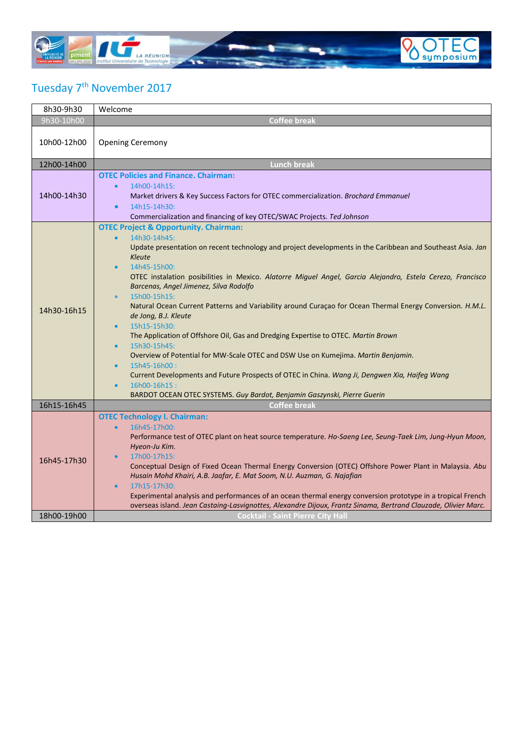## Tuesday 7th November 2017

| | |
|---|---|
| 8h30-9h30 | Welcome |
| 9h30-10h00 | **Coffee break** |
| 10h00-12h00 | Opening Ceremony |
| 12h00-14h00 | **Lunch break** |
| 14h00-14h30 | **OTEC Policies and Finance. Chairman:** <br> • 14h00-14h15: <br> Market drivers & Key Success Factors for OTEC commercialization. *Brochard Emmanuel* <br> • 14h15-14h30: <br> Commercialization and financing of key OTEC/SWAC Projects. *Ted Johnson* |
| 14h30-16h15 | **OTEC Project & Opportunity. Chairman:** <br> • 14h30-14h45: <br> Update presentation on recent technology and project developments in the Caribbean and Southeast Asia. *Jan Kleute* <br> • 14h45-15h00: <br> OTEC instalation posibilities in Mexico. *Alatorre Miguel Angel, Garcia Alejandro, Estela Cerezo, Francisco Barcenas, Angel Jimenez, Silva Rodolfo* <br> • 15h00-15h15: <br> Natural Ocean Current Patterns and Variability around Curaçao for Ocean Thermal Energy Conversion. *H.M.L. de Jong, B.J. Kleute* <br> • 15h15-15h30: <br> The Application of Offshore Oil, Gas and Dredging Expertise to OTEC. *Martin Brown* <br> • 15h30-15h45: <br> Overview of Potential for MW-Scale OTEC and DSW Use on Kumejima. *Martin Benjamin.* <br> • 15h45-16h00 : <br> Current Developments and Future Prospects of OTEC in China. *Wang Ji, Dengwen Xia, Haifeg Wang* <br> • 16h00-16h15 : <br> BARDOT OCEAN OTEC SYSTEMS. *Guy Bardot, Benjamin Gaszynski, Pierre Guerin* |
| 16h15-16h45 | **Coffee break** |
| 16h45-17h30 | **OTEC Technology I. Chairman:** <br> • 16h45-17h00: <br> Performance test of OTEC plant on heat source temperature. *Ho-Saeng Lee, Seung-Taek Lim, Jung-Hyun Moon, Hyeon-Ju Kim.* <br> • 17h00-17h15: <br> Conceptual Design of Fixed Ocean Thermal Energy Conversion (OTEC) Offshore Power Plant in Malaysia. *Abu Husain Mohd Khairi, A.B. Jaafar, E. Mat Soom, N.U. Auzman, G. Najafian* <br> • 17h15-17h30: <br> Experimental analysis and performances of an ocean thermal energy conversion prototype in a tropical French overseas island. *Jean Castaing-Lasvignottes, Alexandre Dijoux, Frantz Sinama, Bertrand Clauzade, Olivier Marc.* |
| 18h00-19h00 | **Cocktail - Saint Pierre City Hall** |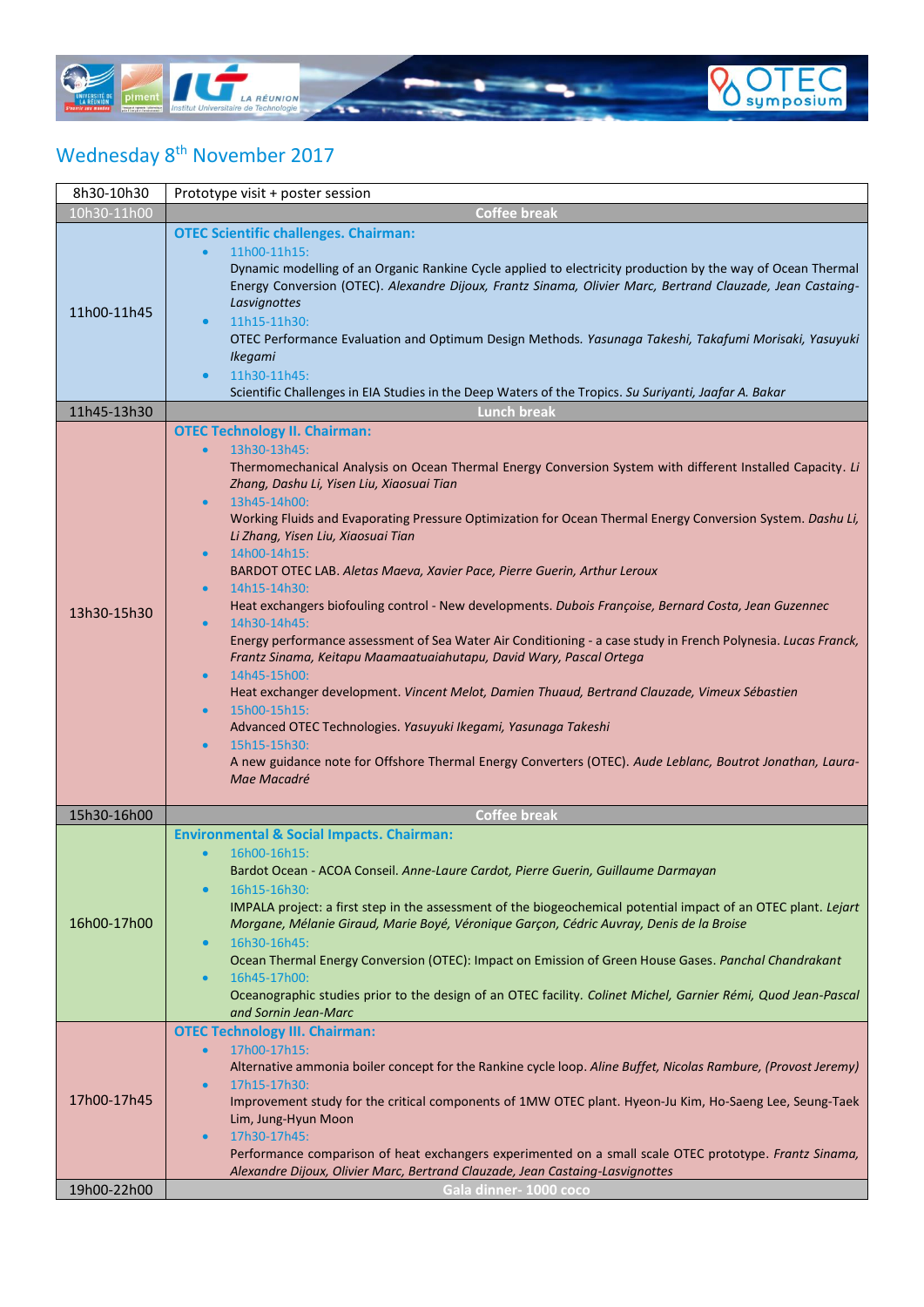## Wednesday 8th November 2017

| | |
|---|---|
| 8h30-10h30 | Prototype visit + poster session |
| 10h30-11h00 | Coffee break |
| 11h00-11h45 | **OTEC Scientific challenges. Chairman:**<br>• 11h00-11h15:<br>Dynamic modelling of an Organic Rankine Cycle applied to electricity production by the way of Ocean Thermal Energy Conversion (OTEC). *Alexandre Dijoux, Frantz Sinama, Olivier Marc, Bertrand Clauzade, Jean Castaing-Lasvignottes*<br>• 11h15-11h30:<br>OTEC Performance Evaluation and Optimum Design Methods. *Yasunaga Takeshi, Takafumi Morisaki, Yasuyuki Ikegami*<br>• 11h30-11h45:<br>Scientific Challenges in EIA Studies in the Deep Waters of the Tropics. *Su Suriyanti, Jaafar A. Bakar* |
| 11h45-13h30 | Lunch break |
| 13h30-15h30 | **OTEC Technology II. Chairman:**<br>• 13h30-13h45:<br>Thermomechanical Analysis on Ocean Thermal Energy Conversion System with different Installed Capacity. *Li Zhang, Dashu Li, Yisen Liu, Xiaosuai Tian*<br>• 13h45-14h00:<br>Working Fluids and Evaporating Pressure Optimization for Ocean Thermal Energy Conversion System. *Dashu Li, Li Zhang, Yisen Liu, Xiaosuai Tian*<br>• 14h00-14h15:<br>BARDOT OTEC LAB. *Aletas Maeva, Xavier Pace, Pierre Guerin, Arthur Leroux*<br>• 14h15-14h30:<br>Heat exchangers biofouling control - New developments. *Dubois Françoise, Bernard Costa, Jean Guzennec*<br>• 14h30-14h45:<br>Energy performance assessment of Sea Water Air Conditioning - a case study in French Polynesia. *Lucas Franck, Frantz Sinama, Keitapu Maamaatuaiahutapu, David Wary, Pascal Ortega*<br>• 14h45-15h00:<br>Heat exchanger development. *Vincent Melot, Damien Thuaud, Bertrand Clauzade, Vimeux Sébastien*<br>• 15h00-15h15:<br>Advanced OTEC Technologies. *Yasuyuki Ikegami, Yasunaga Takeshi*<br>• 15h15-15h30:<br>A new guidance note for Offshore Thermal Energy Converters (OTEC). *Aude Leblanc, Boutrot Jonathan, Laura-Mae Macadré* |
| 15h30-16h00 | Coffee break |
| 16h00-17h00 | **Environmental & Social Impacts. Chairman:**<br>• 16h00-16h15:<br>Bardot Ocean - ACOA Conseil. *Anne-Laure Cardot, Pierre Guerin, Guillaume Darmayan*<br>• 16h15-16h30:<br>IMPALA project: a first step in the assessment of the biogeochemical potential impact of an OTEC plant. *Lejart Morgane, Mélanie Giraud, Marie Boyé, Véronique Garçon, Cédric Auvray, Denis de la Broise*<br>• 16h30-16h45:<br>Ocean Thermal Energy Conversion (OTEC): Impact on Emission of Green House Gases. *Panchal Chandrakant*<br>• 16h45-17h00:<br>Oceanographic studies prior to the design of an OTEC facility. *Colinet Michel, Garnier Rémi, Quod Jean-Pascal and Sornin Jean-Marc* |
| 17h00-17h45 | **OTEC Technology III. Chairman:**<br>• 17h00-17h15:<br>Alternative ammonia boiler concept for the Rankine cycle loop. *Aline Buffet, Nicolas Rambure, (Provost Jeremy)*<br>• 17h15-17h30:<br>Improvement study for the critical components of 1MW OTEC plant. Hyeon-Ju Kim, Ho-Saeng Lee, Seung-Taek Lim, Jung-Hyun Moon<br>• 17h30-17h45:<br>Performance comparison of heat exchangers experimented on a small scale OTEC prototype. *Frantz Sinama, Alexandre Dijoux, Olivier Marc, Bertrand Clauzade, Jean Castaing-Lasvignottes* |
| 19h00-22h00 | Gala dinner- 1000 coco |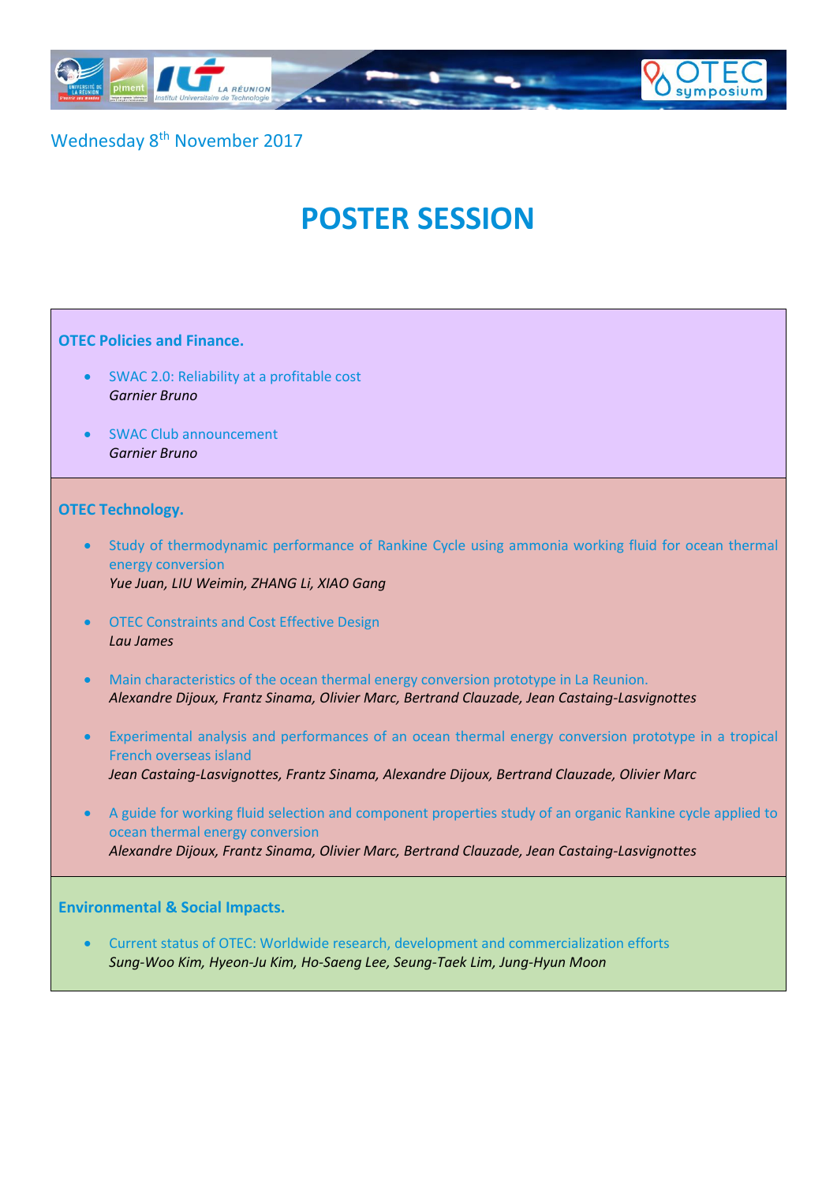Wednesday 8th November 2017

# POSTER SESSION

## OTEC Policies and Finance.

- SWAC 2.0: Reliability at a profitable cost
  *Garnier Bruno*

- SWAC Club announcement
  *Garnier Bruno*

## OTEC Technology.

- Study of thermodynamic performance of Rankine Cycle using ammonia working fluid for ocean thermal energy conversion
  *Yue Juan, LIU Weimin, ZHANG Li, XIAO Gang*

- OTEC Constraints and Cost Effective Design
  *Lau James*

- Main characteristics of the ocean thermal energy conversion prototype in La Reunion.
  *Alexandre Dijoux, Frantz Sinama, Olivier Marc, Bertrand Clauzade, Jean Castaing-Lasvignottes*

- Experimental analysis and performances of an ocean thermal energy conversion prototype in a tropical French overseas island
  *Jean Castaing-Lasvignottes, Frantz Sinama, Alexandre Dijoux, Bertrand Clauzade, Olivier Marc*

- A guide for working fluid selection and component properties study of an organic Rankine cycle applied to ocean thermal energy conversion
  *Alexandre Dijoux, Frantz Sinama, Olivier Marc, Bertrand Clauzade, Jean Castaing-Lasvignottes*

## Environmental & Social Impacts.

- Current status of OTEC: Worldwide research, development and commercialization efforts
  *Sung-Woo Kim, Hyeon-Ju Kim, Ho-Saeng Lee, Seung-Taek Lim, Jung-Hyun Moon*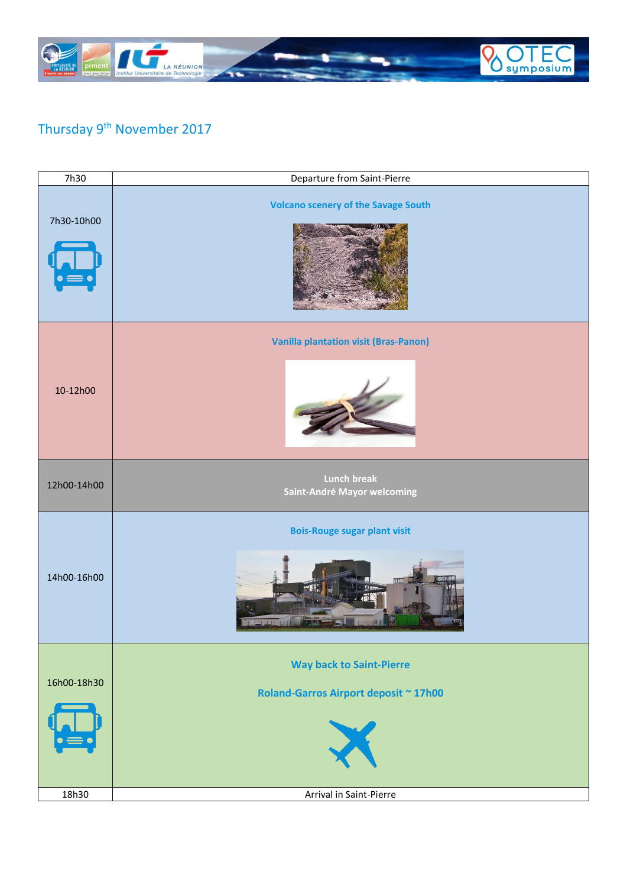## Thursday 9th November 2017

| | |
|---|---|
| 7h30 | Departure from Saint-Pierre |
| 7h30-10h00 | **Volcano scenery of the Savage South** |
| 10-12h00 | **Vanilla plantation visit (Bras-Panon)** |
| 12h00-14h00 | **Lunch break**<br>**Saint-André Mayor welcoming** |
| 14h00-16h00 | **Bois-Rouge sugar plant visit** |
| 16h00-18h30 | **Way back to Saint-Pierre**<br>**Roland-Garros Airport deposit ~ 17h00** |
| 18h30 | Arrival in Saint-Pierre |